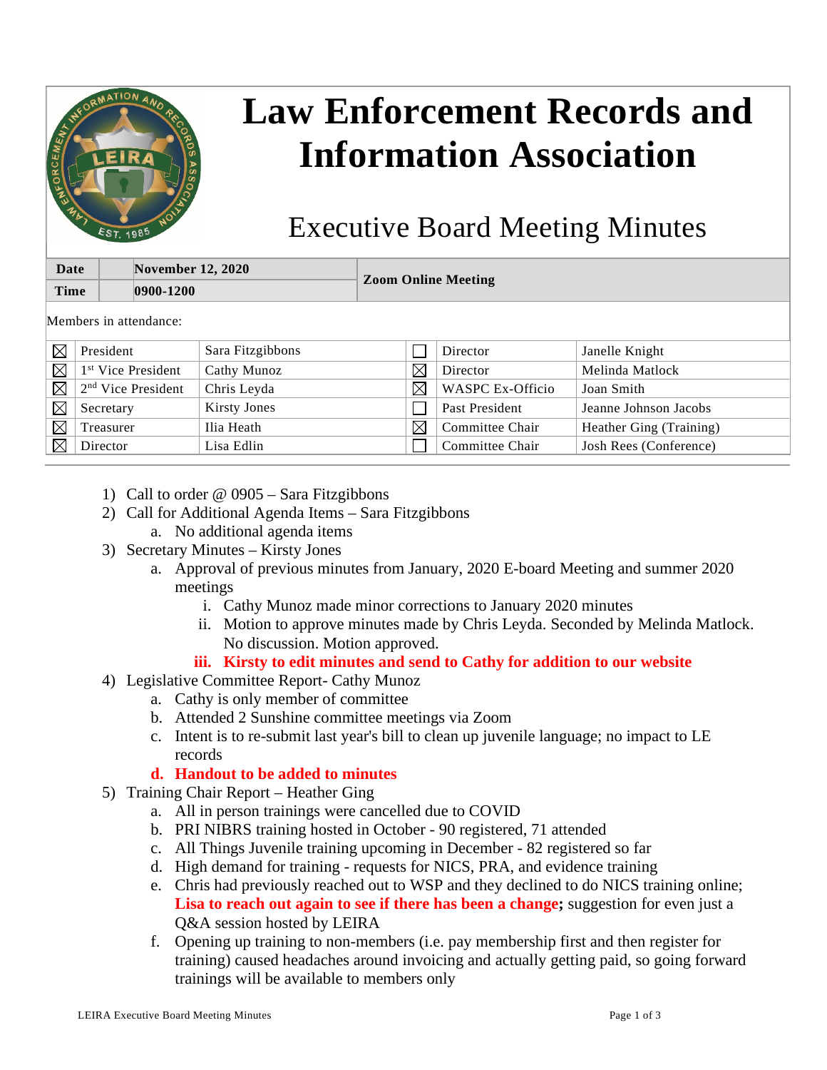# Law Enforcement Records and Information Association

## Executive Board Meeting Minutes

| Date | November 12, 2020 | Zoom Online Meeting |
|---|---|---|
| Time | 0900-1200 | |

Members in attendance:

| | | | | | |
|---|---|---|---|---|---|
| ☒ | President | Sara Fitzgibbons | ☐ | Director | Janelle Knight |
| ☒ | 1st Vice President | Cathy Munoz | ☒ | Director | Melinda Matlock |
| ☒ | 2nd Vice President | Chris Leyda | ☒ | WASPC Ex-Officio | Joan Smith |
| ☒ | Secretary | Kirsty Jones | ☐ | Past President | Jeanne Johnson Jacobs |
| ☒ | Treasurer | Ilia Heath | ☒ | Committee Chair | Heather Ging (Training) |
| ☒ | Director | Lisa Edlin | ☐ | Committee Chair | Josh Rees (Conference) |

1) Call to order @ 0905 – Sara Fitzgibbons
2) Call for Additional Agenda Items – Sara Fitzgibbons
   a. No additional agenda items
3) Secretary Minutes – Kirsty Jones
   a. Approval of previous minutes from January, 2020 E-board Meeting and summer 2020 meetings
      i. Cathy Munoz made minor corrections to January 2020 minutes
      ii. Motion to approve minutes made by Chris Leyda. Seconded by Melinda Matlock. No discussion. Motion approved.
      iii. **Kirsty to edit minutes and send to Cathy for addition to our website**
4) Legislative Committee Report- Cathy Munoz
   a. Cathy is only member of committee
   b. Attended 2 Sunshine committee meetings via Zoom
   c. Intent is to re-submit last year's bill to clean up juvenile language; no impact to LE records
   d. **Handout to be added to minutes**
5) Training Chair Report – Heather Ging
   a. All in person trainings were cancelled due to COVID
   b. PRI NIBRS training hosted in October - 90 registered, 71 attended
   c. All Things Juvenile training upcoming in December - 82 registered so far
   d. High demand for training - requests for NICS, PRA, and evidence training
   e. Chris had previously reached out to WSP and they declined to do NICS training online; **Lisa to reach out again to see if there has been a change;** suggestion for even just a Q&A session hosted by LEIRA
   f. Opening up training to non-members (i.e. pay membership first and then register for training) caused headaches around invoicing and actually getting paid, so going forward trainings will be available to members only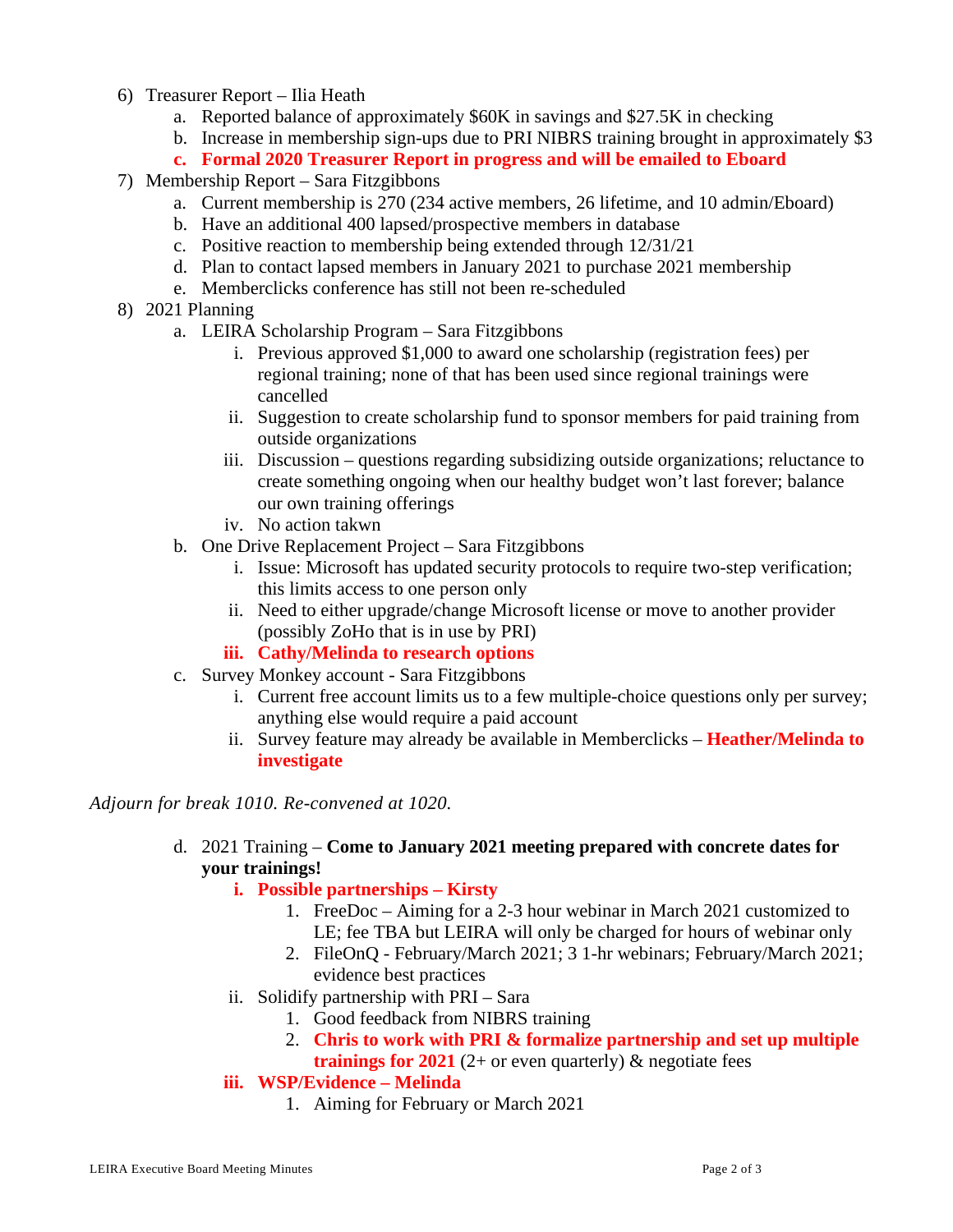6) Treasurer Report – Ilia Heath
    a. Reported balance of approximately $60K in savings and $27.5K in checking
    b. Increase in membership sign-ups due to PRI NIBRS training brought in approximately $3
    c. **Formal 2020 Treasurer Report in progress and will be emailed to Eboard**
7) Membership Report – Sara Fitzgibbons
    a. Current membership is 270 (234 active members, 26 lifetime, and 10 admin/Eboard)
    b. Have an additional 400 lapsed/prospective members in database
    c. Positive reaction to membership being extended through 12/31/21
    d. Plan to contact lapsed members in January 2021 to purchase 2021 membership
    e. Memberclicks conference has still not been re-scheduled
8) 2021 Planning
    a. LEIRA Scholarship Program – Sara Fitzgibbons
        i. Previous approved $1,000 to award one scholarship (registration fees) per regional training; none of that has been used since regional trainings were cancelled
        ii. Suggestion to create scholarship fund to sponsor members for paid training from outside organizations
        iii. Discussion – questions regarding subsidizing outside organizations; reluctance to create something ongoing when our healthy budget won't last forever; balance our own training offerings
        iv. No action takwn
    b. One Drive Replacement Project – Sara Fitzgibbons
        i. Issue: Microsoft has updated security protocols to require two-step verification; this limits access to one person only
        ii. Need to either upgrade/change Microsoft license or move to another provider (possibly ZoHo that is in use by PRI)
        iii. **Cathy/Melinda to research options**
    c. Survey Monkey account - Sara Fitzgibbons
        i. Current free account limits us to a few multiple-choice questions only per survey; anything else would require a paid account
        ii. Survey feature may already be available in Memberclicks – **Heather/Melinda to investigate**

*Adjourn for break 1010. Re-convened at 1020.*

    d. 2021 Training – **Come to January 2021 meeting prepared with concrete dates for your trainings!**
        i. **Possible partnerships – Kirsty**
            1. FreeDoc – Aiming for a 2-3 hour webinar in March 2021 customized to LE; fee TBA but LEIRA will only be charged for hours of webinar only
            2. FileOnQ - February/March 2021; 3 1-hr webinars; February/March 2021; evidence best practices
        ii. Solidify partnership with PRI – Sara
            1. Good feedback from NIBRS training
            2. **Chris to work with PRI & formalize partnership and set up multiple trainings for 2021** (2+ or even quarterly) & negotiate fees
        iii. **WSP/Evidence – Melinda**
            1. Aiming for February or March 2021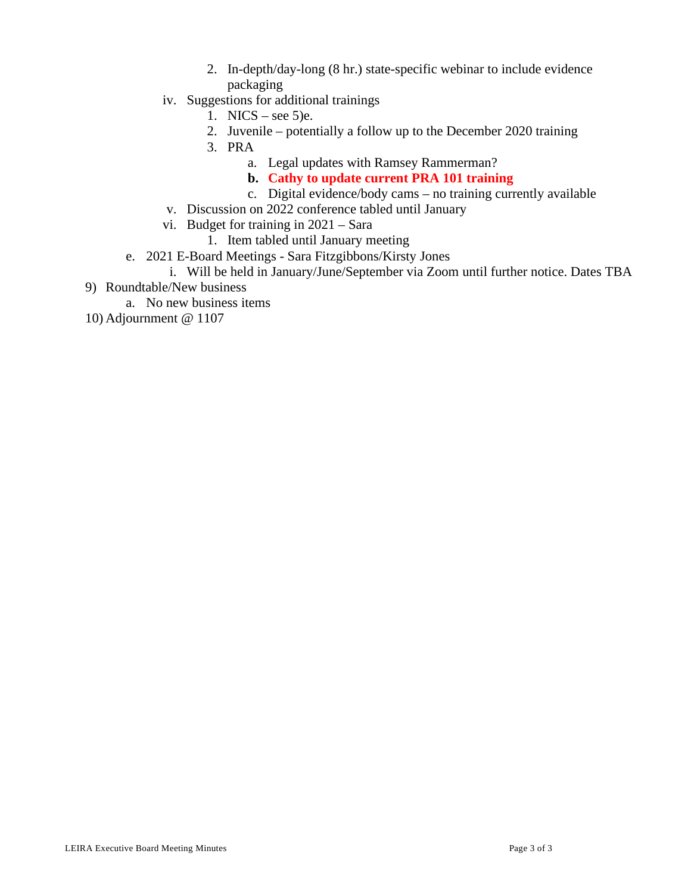2. In-depth/day-long (8 hr.) state-specific webinar to include evidence packaging
    iv. Suggestions for additional trainings
        1. NICS – see 5)e.
        2. Juvenile – potentially a follow up to the December 2020 training
        3. PRA
            a. Legal updates with Ramsey Rammerman?
            **b. Cathy to update current PRA 101 training**
            c. Digital evidence/body cams – no training currently available
    v. Discussion on 2022 conference tabled until January
    vi. Budget for training in 2021 – Sara
        1. Item tabled until January meeting
  e. 2021 E-Board Meetings - Sara Fitzgibbons/Kirsty Jones
    i. Will be held in January/June/September via Zoom until further notice. Dates TBA

9) Roundtable/New business
  a. No new business items

10) Adjournment @ 1107